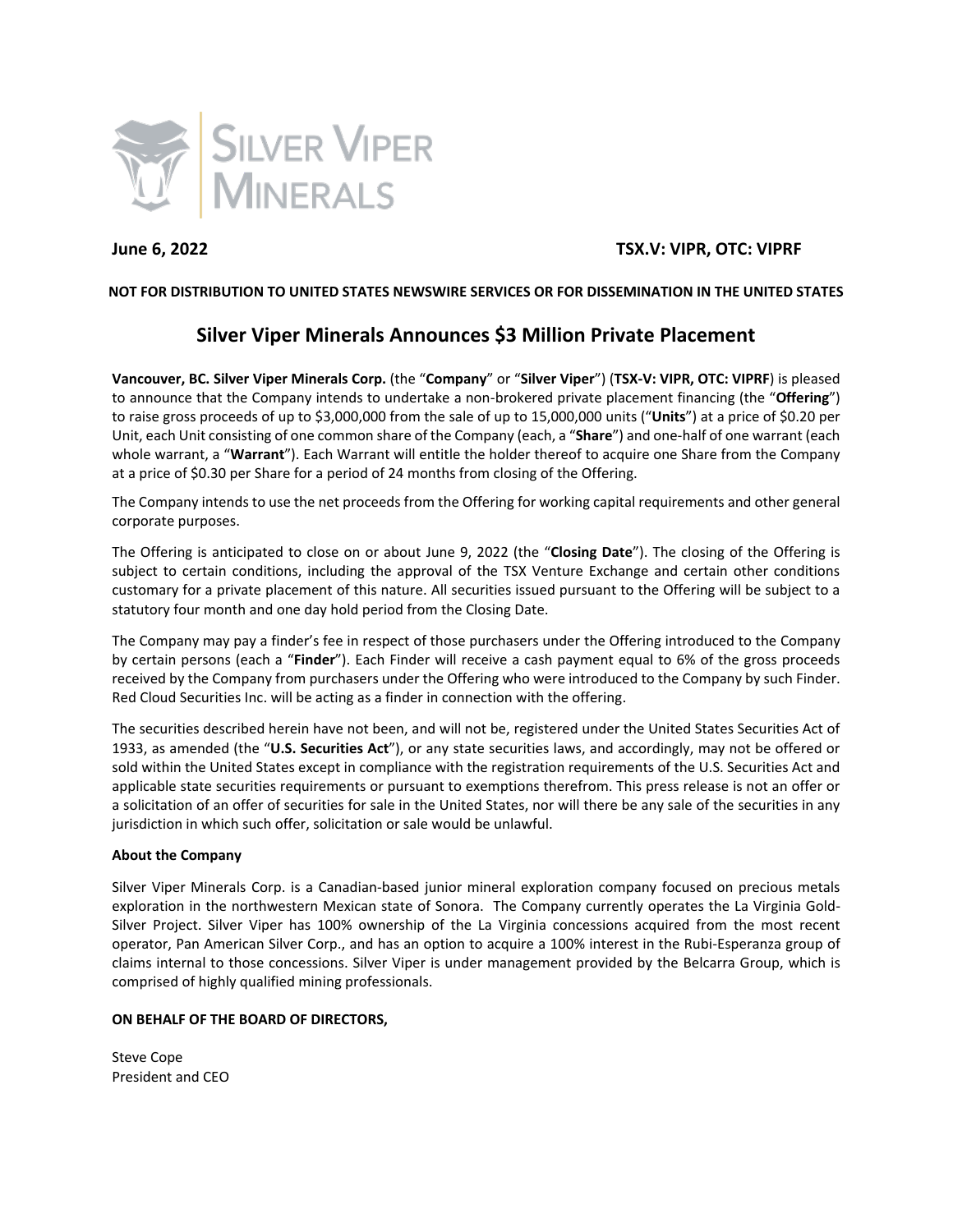**June 6, 2022** **TSX.V: VIPR, OTC: VIPRF**

**NOT FOR DISTRIBUTION TO UNITED STATES NEWSWIRE SERVICES OR FOR DISSEMINATION IN THE UNITED STATES**

# Silver Viper Minerals Announces $3 Million Private Placement

**Vancouver, BC. Silver Viper Minerals Corp.** (the "**Company**" or "**Silver Viper**") (**TSX-V: VIPR, OTC: VIPRF**) is pleased to announce that the Company intends to undertake a non-brokered private placement financing (the "**Offering**") to raise gross proceeds of up to $3,000,000 from the sale of up to 15,000,000 units ("**Units**") at a price of $0.20 per Unit, each Unit consisting of one common share of the Company (each, a "**Share**") and one-half of one warrant (each whole warrant, a "**Warrant**"). Each Warrant will entitle the holder thereof to acquire one Share from the Company at a price of $0.30 per Share for a period of 24 months from closing of the Offering.

The Company intends to use the net proceeds from the Offering for working capital requirements and other general corporate purposes.

The Offering is anticipated to close on or about June 9, 2022 (the "**Closing Date**"). The closing of the Offering is subject to certain conditions, including the approval of the TSX Venture Exchange and certain other conditions customary for a private placement of this nature. All securities issued pursuant to the Offering will be subject to a statutory four month and one day hold period from the Closing Date.

The Company may pay a finder's fee in respect of those purchasers under the Offering introduced to the Company by certain persons (each a "**Finder**"). Each Finder will receive a cash payment equal to 6% of the gross proceeds received by the Company from purchasers under the Offering who were introduced to the Company by such Finder. Red Cloud Securities Inc. will be acting as a finder in connection with the offering.

The securities described herein have not been, and will not be, registered under the United States Securities Act of 1933, as amended (the "**U.S. Securities Act**"), or any state securities laws, and accordingly, may not be offered or sold within the United States except in compliance with the registration requirements of the U.S. Securities Act and applicable state securities requirements or pursuant to exemptions therefrom. This press release is not an offer or a solicitation of an offer of securities for sale in the United States, nor will there be any sale of the securities in any jurisdiction in which such offer, solicitation or sale would be unlawful.

**About the Company**

Silver Viper Minerals Corp. is a Canadian-based junior mineral exploration company focused on precious metals exploration in the northwestern Mexican state of Sonora. The Company currently operates the La Virginia Gold-Silver Project. Silver Viper has 100% ownership of the La Virginia concessions acquired from the most recent operator, Pan American Silver Corp., and has an option to acquire a 100% interest in the Rubi-Esperanza group of claims internal to those concessions. Silver Viper is under management provided by the Belcarra Group, which is comprised of highly qualified mining professionals.

**ON BEHALF OF THE BOARD OF DIRECTORS,**

Steve Cope
President and CEO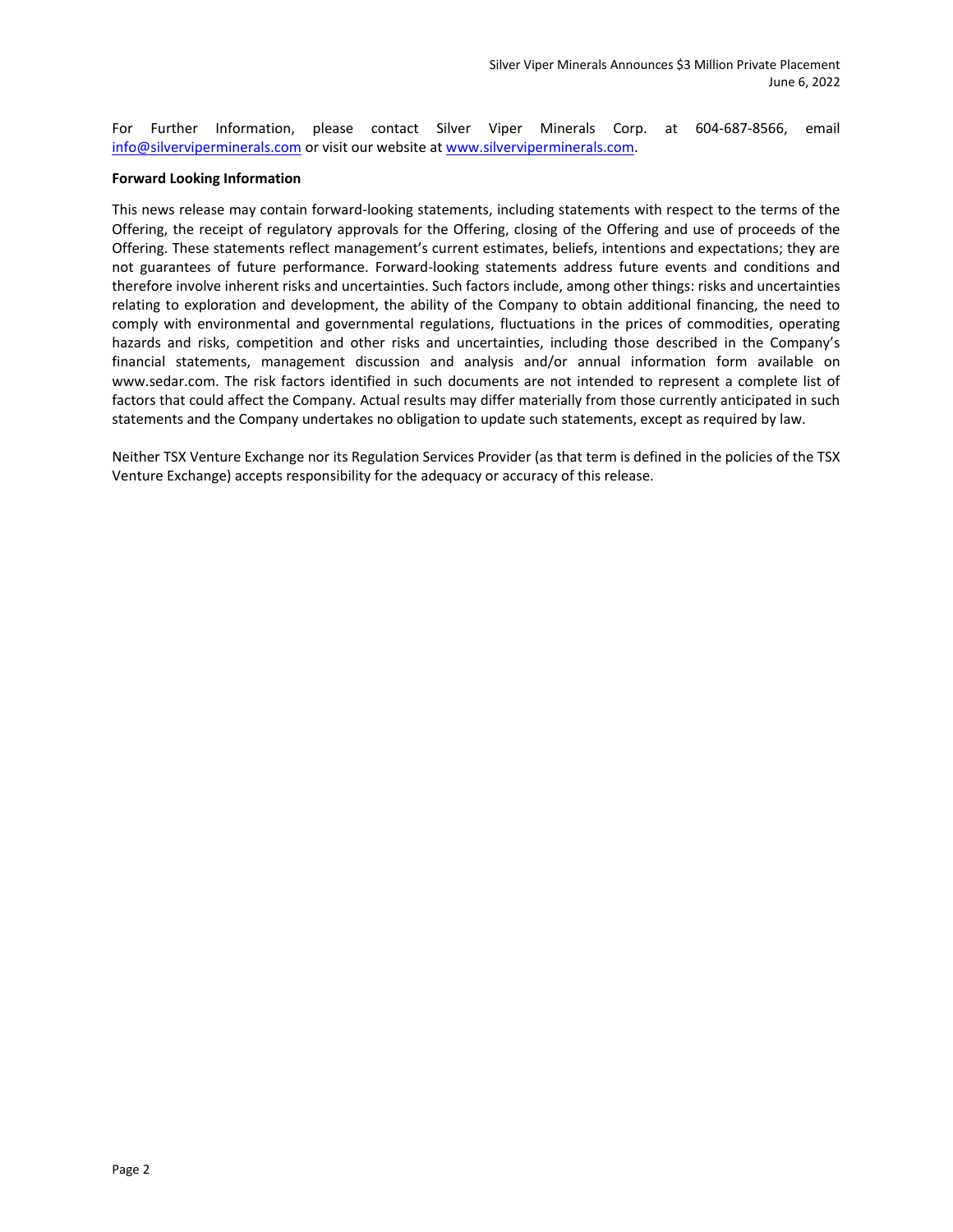For Further Information, please contact Silver Viper Minerals Corp. at 604-687-8566, email info@silverviperminerals.com or visit our website at www.silverviperminerals.com.

**Forward Looking Information**

This news release may contain forward-looking statements, including statements with respect to the terms of the Offering, the receipt of regulatory approvals for the Offering, closing of the Offering and use of proceeds of the Offering. These statements reflect management's current estimates, beliefs, intentions and expectations; they are not guarantees of future performance. Forward-looking statements address future events and conditions and therefore involve inherent risks and uncertainties. Such factors include, among other things: risks and uncertainties relating to exploration and development, the ability of the Company to obtain additional financing, the need to comply with environmental and governmental regulations, fluctuations in the prices of commodities, operating hazards and risks, competition and other risks and uncertainties, including those described in the Company's financial statements, management discussion and analysis and/or annual information form available on www.sedar.com. The risk factors identified in such documents are not intended to represent a complete list of factors that could affect the Company. Actual results may differ materially from those currently anticipated in such statements and the Company undertakes no obligation to update such statements, except as required by law.

Neither TSX Venture Exchange nor its Regulation Services Provider (as that term is defined in the policies of the TSX Venture Exchange) accepts responsibility for the adequacy or accuracy of this release.